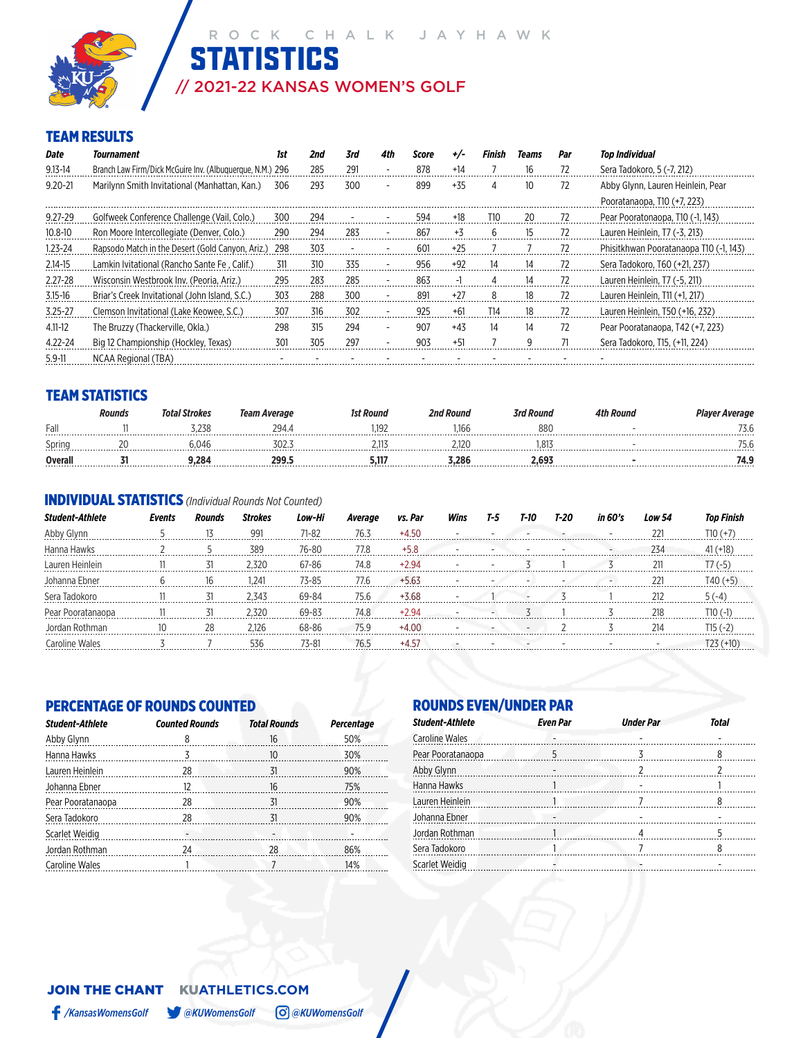# ROCK CHALK JAYHAWK STATISTICS

## // 2021-22 KANSAS WOMEN'S GOLF

### TEAM RESULTS

| Date | Tournament | 1st | 2nd | 3rd | 4th | Score | +/- | Finish | Teams | Par | Top Individual |
|---|---|---|---|---|---|---|---|---|---|---|---|
| 9.13-14 | Branch Law Firm/Dick McGuire Inv. (Albuquerque, N.M.) | 296 | 285 | 291 | - | 878 | +14 | 7 | 16 | 72 | Sera Tadokoro, 5 (-7, 212) |
| 9.20-21 | Marilynn Smith Invitational (Manhattan, Kan.) | 306 | 293 | 300 | - | 899 | +35 | 4 | 10 | 72 | Abby Glynn, Lauren Heinlein, Pear Pooratanaopa, T10 (+7, 223) |
| 9.27-29 | Golfweek Conference Challenge (Vail, Colo.) | 300 | 294 | - | - | 594 | +18 | T10 | 20 | 72 | Pear Pooratonaopa, T10 (-1, 143) |
| 10.8-10 | Ron Moore Intercollegiate (Denver, Colo.) | 290 | 294 | 283 | - | 867 | +3 | 6 | 15 | 72 | Lauren Heinlein, T7 (-3, 213) |
| 1.23-24 | Rapsodo Match in the Desert (Gold Canyon, Ariz.) | 298 | 303 | - | - | 601 | +25 | 7 | 7 | 72 | Phisitkhwan Pooratanaopa T10 (-1, 143) |
| 2.14-15 | Lamkin Ivitational (Rancho Sante Fe , Calif.) | 311 | 310 | 335 | - | 956 | +92 | 14 | 14 | 72 | Sera Tadokoro, T60 (+21, 237) |
| 2.27-28 | Wisconsin Westbrook Inv. (Peoria, Ariz.) | 295 | 283 | 285 | - | 863 | -1 | 4 | 14 | 72 | Lauren Heinlein, T7 (-5, 211) |
| 3.15-16 | Briar's Creek Invitational (John Island, S.C.) | 303 | 288 | 300 | - | 891 | +27 | 8 | 18 | 72 | Lauren Heinlein, T11 (+1, 217) |
| 3.25-27 | Clemson Invitational (Lake Keowee, S.C.) | 307 | 316 | 302 | - | 925 | +61 | T14 | 18 | 72 | Lauren Heinlein, T50 (+16, 232) |
| 4.11-12 | The Bruzzy (Thackerville, Okla.) | 298 | 315 | 294 | - | 907 | +43 | 14 | 14 | 72 | Pear Pooratanaopa, T42 (+7, 223) |
| 4.22-24 | Big 12 Championship (Hockley, Texas) | 301 | 305 | 297 | - | 903 | +51 | 7 | 9 | 71 | Sera Tadokoro, T15, (+11, 224) |
| 5.9-11 | NCAA Regional (TBA) | - | - | - | - | - | - | - | - | - | - |

### TEAM STATISTICS

| | Rounds | Total Strokes | Team Average | 1st Round | 2nd Round | 3rd Round | 4th Round | Player Average |
|---|---|---|---|---|---|---|---|---|
| Fall | 11 | 3,238 | 294.4 | 1,192 | 1,166 | 880 | - | 73.6 |
| Spring | 20 | 6,046 | 302.3 | 2,113 | 2,120 | 1,813 | - | 75.6 |
| **Overall** | **31** | **9,284** | **299.5** | **5,117** | **3,286** | **2,693** | **-** | **74.9** |

### INDIVIDUAL STATISTICS *(Individual Rounds Not Counted)*

| Student-Athlete | Events | Rounds | Strokes | Low-Hi | Average | vs. Par | Wins | T-5 | T-10 | T-20 | in 60's | Low 54 | Top Finish |
|---|---|---|---|---|---|---|---|---|---|---|---|---|---|
| Abby Glynn | 5 | 13 | 991 | 71-82 | 76.3 | +4.50 | - | - | - | - | - | 221 | T10 (+7) |
| Hanna Hawks | 2 | 5 | 389 | 76-80 | 77.8 | +5.8 | - | - | - | - | - | 234 | 41 (+18) |
| Lauren Heinlein | 11 | 31 | 2,320 | 67-86 | 74.8 | +2.94 | - | - | 3 | 1 | 3 | 211 | T7 (-5) |
| Johanna Ebner | 6 | 16 | 1,241 | 73-85 | 77.6 | +5.63 | - | - | - | - | - | 221 | T40 (+5) |
| Sera Tadokoro | 11 | 31 | 2,343 | 69-84 | 75.6 | +3.68 | - | 1 | - | 3 | 1 | 212 | 5 (-4) |
| Pear Pooratanaopa | 11 | 31 | 2,320 | 69-83 | 74.8 | +2.94 | - | - | 3 | 1 | 3 | 218 | T10 (-1) |
| Jordan Rothman | 10 | 28 | 2,126 | 68-86 | 75.9 | +4.00 | - | - | - | 2 | 3 | 214 | T15 (-2) |
| Caroline Wales | 3 | 7 | 536 | 73-81 | 76.5 | +4.57 | - | - | - | - | - | - | T23 (+10) |

### PERCENTAGE OF ROUNDS COUNTED

| Student-Athlete | Counted Rounds | Total Rounds | Percentage |
|---|---|---|---|
| Abby Glynn | 8 | 16 | 50% |
| Hanna Hawks | 3 | 10 | 30% |
| Lauren Heinlein | 28 | 31 | 90% |
| Johanna Ebner | 12 | 16 | 75% |
| Pear Pooratanaopa | 28 | 31 | 90% |
| Sera Tadokoro | 28 | 31 | 90% |
| Scarlet Weidig | - | - | - |
| Jordan Rothman | 24 | 28 | 86% |
| Caroline Wales | 1 | 7 | 14% |

### ROUNDS EVEN/UNDER PAR

| Student-Athlete | Even Par | Under Par | Total |
|---|---|---|---|
| Caroline Wales | - | - | - |
| Pear Pooratanaopa | 5 | 3 | 8 |
| Abby Glynn | - | 2 | 2 |
| Hanna Hawks | 1 | - | 1 |
| Lauren Heinlein | 1 | 7 | 8 |
| Johanna Ebner | - | - | - |
| Jordan Rothman | 1 | 4 | 5 |
| Sera Tadokoro | 1 | 7 | 8 |
| Scarlet Weidig | - | - | - |

**JOIN THE CHANT** KUATHLETICS.COM

/KansasWomensGolf @KUWomensGolf @KUWomensGolf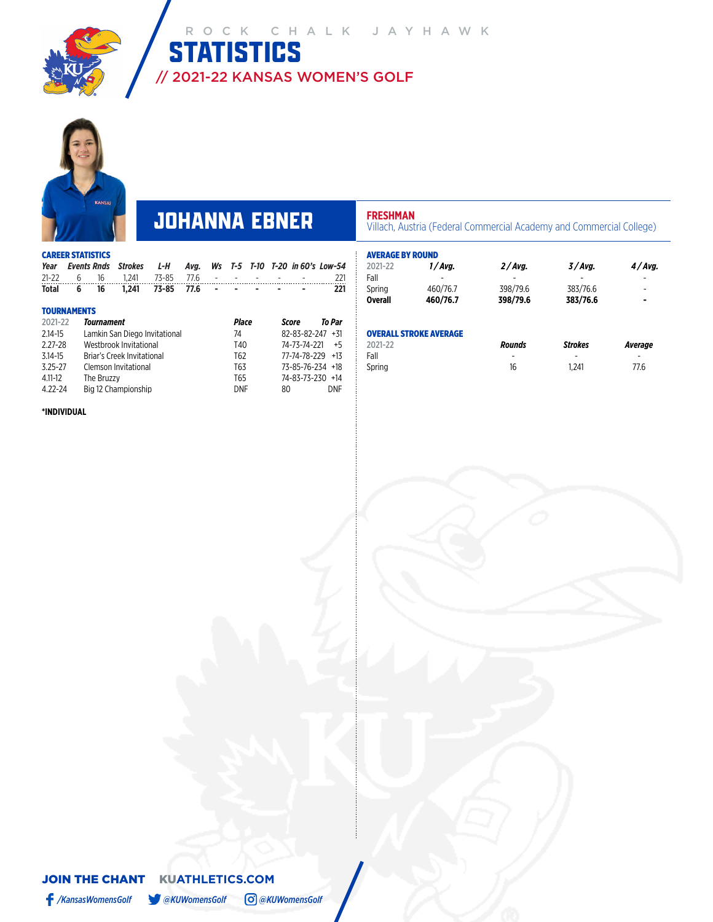ROCK CHALK JAYHAWK

# STATISTICS

## // 2021-22 KANSAS WOMEN'S GOLF

# JOHANNA EBNER

**FRESHMAN**
Villach, Austria (Federal Commercial Academy and Commercial College)

### CAREER STATISTICS

| Year | Events | Rnds | Strokes | L-H | Avg. | Ws | T-5 | T-10 | T-20 | in 60's | Low-54 |
|---|---|---|---|---|---|---|---|---|---|---|---|
| 21-22 | 6 | 16 | 1,241 | 73-85 | 77.6 | - | - | - | - | - | 221 |
| **Total** | **6** | **16** | **1,241** | **73-85** | **77.6** | **-** | **-** | **-** | **-** | **-** | **221** |

### TOURNAMENTS

| 2021-22 | Tournament | Place | Score | To Par |
|---|---|---|---|---|
| 2.14-15 | Lamkin San Diego Invitational | 74 | 82-83-82-247 | +31 |
| 2.27-28 | Westbrook Invitational | T40 | 74-73-74-221 | +5 |
| 3.14-15 | Briar's Creek Invitational | T62 | 77-74-78-229 | +13 |
| 3.25-27 | Clemson Invitational | T63 | 73-85-76-234 | +18 |
| 4.11-12 | The Bruzzy | T65 | 74-83-73-230 | +14 |
| 4.22-24 | Big 12 Championship | DNF | 80 | DNF |

*INDIVIDUAL

### AVERAGE BY ROUND

| 2021-22 | 1 / Avg. | 2 / Avg. | 3 / Avg. | 4 / Avg. |
|---|---|---|---|---|
| Fall | - | - | - | - |
| Spring | 460/76.7 | 398/79.6 | 383/76.6 | - |
| **Overall** | **460/76.7** | **398/79.6** | **383/76.6** | **-** |

### OVERALL STROKE AVERAGE

| 2021-22 | Rounds | Strokes | Average |
|---|---|---|---|
| Fall | - | - | - |
| Spring | 16 | 1,241 | 77.6 |

**JOIN THE CHANT** KUATHLETICS.COM

/KansasWomensGolf @KUWomensGolf @KUWomensGolf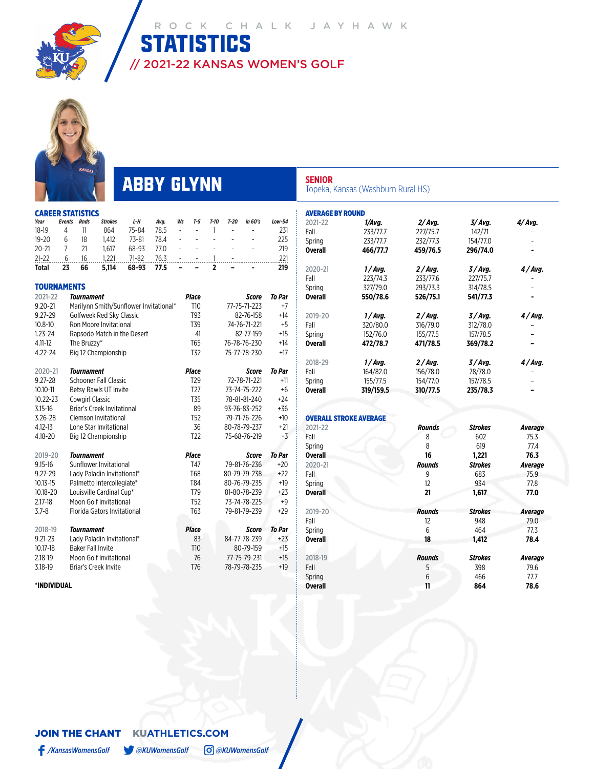ROCK CHALK JAYHAWK

# STATISTICS

## // 2021-22 KANSAS WOMEN'S GOLF

# ABBY GLYNN

**SENIOR**
Topeka, Kansas (Washburn Rural HS)

### CAREER STATISTICS

| Year | Events | Rnds | Strokes | L-H | Avg. | Ws | T-5 | T-10 | T-20 | in 60's | Low-54 |
|---|---|---|---|---|---|---|---|---|---|---|---|
| 18-19 | 4 | 11 | 864 | 75-84 | 78.5 | - | - | 1 | - | - | 231 |
| 19-20 | 6 | 18 | 1,412 | 73-81 | 78.4 | - | - | - | - | - | 225 |
| 20-21 | 7 | 21 | 1,617 | 68-93 | 77.0 | - | - | - | - | - | 219 |
| 21-22 | 6 | 16 | 1,221 | 71-82 | 76.3 | - | - | 1 | - | - | 221 |
| **Total** | **23** | **66** | **5,114** | **68-93** | **77.5** | **-** | **-** | **2** | **-** | **-** | **219** |

### TOURNAMENTS

| 2021-22 | Tournament | Place | Score | To Par |
|---|---|---|---|---|
| 9.20-21 | Marilynn Smith/Sunflower Invitational* | T10 | 77-75-71-223 | +7 |
| 9.27-29 | Golfweek Red Sky Classic | T93 | 82-76-158 | +14 |
| 10.8-10 | Ron Moore Invitational | T39 | 74-76-71-221 | +5 |
| 1.23-24 | Rapsodo Match in the Desert | 41 | 82-77-159 | +15 |
| 4.11-12 | The Bruzzy* | T65 | 76-78-76-230 | +14 |
| 4.22-24 | Big 12 Championship | T32 | 75-77-78-230 | +17 |

| 2020-21 | Tournament | Place | Score | To Par |
|---|---|---|---|---|
| 9.27-28 | Schooner Fall Classic | T29 | 72-78-71-221 | +11 |
| 10.10-11 | Betsy Rawls UT Invite | T27 | 73-74-75-222 | +6 |
| 10.22-23 | Cowgirl Classic | T35 | 78-81-81-240 | +24 |
| 3.15-16 | Briar's Creek Invitational | 89 | 93-76-83-252 | +36 |
| 3.26-28 | Clemson Invitational | T52 | 79-71-76-226 | +10 |
| 4.12-13 | Lone Star Invitational | 36 | 80-78-79-237 | +21 |
| 4.18-20 | Big 12 Championship | T22 | 75-68-76-219 | +3 |

| 2019-20 | Tournament | Place | Score | To Par |
|---|---|---|---|---|
| 9.15-16 | Sunflower Invitational | T47 | 79-81-76-236 | +20 |
| 9.27-29 | Lady Paladin Invitational* | T68 | 80-79-79-238 | +22 |
| 10.13-15 | Palmetto Intercollegiate* | T84 | 80-76-79-235 | +19 |
| 10.18-20 | Louisville Cardinal Cup* | T79 | 81-80-78-239 | +23 |
| 2.17-18 | Moon Golf Invitational | T52 | 73-74-78-225 | +9 |
| 3.7-8 | Florida Gators Invitational | T63 | 79-81-79-239 | +29 |

| 2018-19 | Tournament | Place | Score | To Par |
|---|---|---|---|---|
| 9.21-23 | Lady Paladin Invitational* | 83 | 84-77-78-239 | +23 |
| 10.17-18 | Baker Fall Invite | T10 | 80-79-159 | +15 |
| 2.18-19 | Moon Golf Invitational | 76 | 77-75-79-231 | +15 |
| 3.18-19 | Briar's Creek Invite | T76 | 78-79-78-235 | +19 |

***INDIVIDUAL**

### AVERAGE BY ROUND

| 2021-22 | 1/Avg. | 2/Avg. | 3/Avg. | 4/Avg. |
|---|---|---|---|---|
| Fall | 233/77.7 | 227/75.7 | 142/71 | - |
| Spring | 233/77.7 | 232/77.3 | 154/77.0 | - |
| **Overall** | **466/77.7** | **459/76.5** | **296/74.0** | **-** |

| 2020-21 | 1/Avg. | 2/Avg. | 3/Avg. | 4/Avg. |
|---|---|---|---|---|
| Fall | 223/74.3 | 233/77.6 | 227/75.7 | - |
| Spring | 327/79.0 | 293/73.3 | 314/78.5 | - |
| **Overall** | **550/78.6** | **526/75.1** | **541/77.3** | **-** |

| 2019-20 | 1/Avg. | 2/Avg. | 3/Avg. | 4/Avg. |
|---|---|---|---|---|
| Fall | 320/80.0 | 316/79.0 | 312/78.0 | - |
| Spring | 152/76.0 | 155/77.5 | 157/78.5 | - |
| **Overall** | **472/78.7** | **471/78.5** | **369/78.2** | **-** |

| 2018-29 | 1/Avg. | 2/Avg. | 3/Avg. | 4/Avg. |
|---|---|---|---|---|
| Fall | 164/82.0 | 156/78.0 | 78/78.0 | - |
| Spring | 155/77.5 | 154/77.0 | 157/78.5 | - |
| **Overall** | **319/159.5** | **310/77.5** | **235/78.3** | **-** |

### OVERALL STROKE AVERAGE

| 2021-22 | Rounds | Strokes | Average |
|---|---|---|---|
| Fall | 8 | 602 | 75.3 |
| Spring | 8 | 619 | 77.4 |
| **Overall** | **16** | **1,221** | **76.3** |
| **2020-21** | **Rounds** | **Strokes** | **Average** |
| Fall | 9 | 683 | 75.9 |
| Spring | 12 | 934 | 77.8 |
| **Overall** | **21** | **1,617** | **77.0** |

| 2019-20 | Rounds | Strokes | Average |
|---|---|---|---|
| Fall | 12 | 948 | 79.0 |
| Spring | 6 | 464 | 77.3 |
| **Overall** | **18** | **1,412** | **78.4** |

| 2018-19 | Rounds | Strokes | Average |
|---|---|---|---|
| Fall | 5 | 398 | 79.6 |
| Spring | 6 | 466 | 77.7 |
| **Overall** | **11** | **864** | **78.6** |

**JOIN THE CHANT** **KUATHLETICS.COM**

/KansasWomensGolf @KUWomensGolf @KUWomensGolf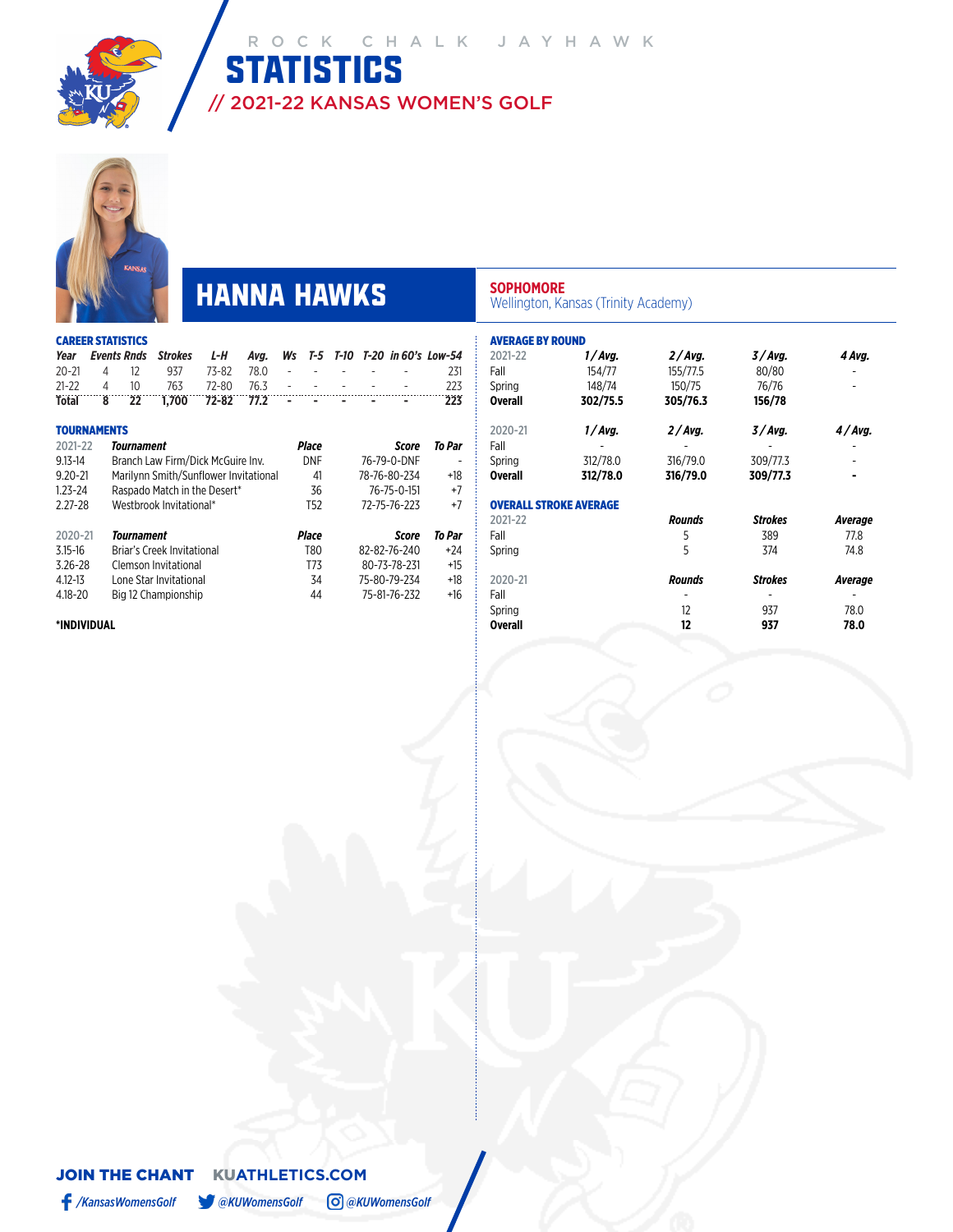ROCK CHALK JAYHAWK

# STATISTICS

## // 2021-22 KANSAS WOMEN'S GOLF

## HANNA HAWKS

**SOPHOMORE**
Wellington, Kansas (Trinity Academy)

### CAREER STATISTICS

| Year | Events | Rnds | Strokes | L-H | Avg. | Ws | T-5 | T-10 | T-20 | in 60's | Low-54 |
|---|---|---|---|---|---|---|---|---|---|---|---|
| 20-21 | 4 | 12 | 937 | 73-82 | 78.0 | - | - | - | - | - | 231 |
| 21-22 | 4 | 10 | 763 | 72-80 | 76.3 | - | - | - | - | - | 223 |
| **Total** | **8** | **22** | **1,700** | **72-82** | **77.2** | **-** | **-** | **-** | **-** | **-** | **223** |

### TOURNAMENTS

| 2021-22 | Tournament | Place | Score | To Par |
|---|---|---|---|---|
| 9.13-14 | Branch Law Firm/Dick McGuire Inv. | DNF | 76-79-0-DNF | - |
| 9.20-21 | Marilynn Smith/Sunflower Invitational | 41 | 78-76-80-234 | +18 |
| 1.23-24 | Raspado Match in the Desert* | 36 | 76-75-0-151 | +7 |
| 2.27-28 | Westbrook Invitational* | T52 | 72-75-76-223 | +7 |

| 2020-21 | Tournament | Place | Score | To Par |
|---|---|---|---|---|
| 3.15-16 | Briar's Creek Invitational | T80 | 82-82-76-240 | +24 |
| 3.26-28 | Clemson Invitational | T73 | 80-73-78-231 | +15 |
| 4.12-13 | Lone Star Invitational | 34 | 75-80-79-234 | +18 |
| 4.18-20 | Big 12 Championship | 44 | 75-81-76-232 | +16 |

**\*INDIVIDUAL**

### AVERAGE BY ROUND

| 2021-22 | 1 / Avg. | 2 / Avg. | 3 / Avg. | 4 Avg. |
|---|---|---|---|---|
| Fall | 154/77 | 155/77.5 | 80/80 | - |
| Spring | 148/74 | 150/75 | 76/76 | - |
| **Overall** | **302/75.5** | **305/76.3** | **156/78** | |

| 2020-21 | 1 / Avg. | 2 / Avg. | 3 / Avg. | 4 / Avg. |
|---|---|---|---|---|
| Fall | - | - | - | - |
| Spring | 312/78.0 | 316/79.0 | 309/77.3 | - |
| **Overall** | **312/78.0** | **316/79.0** | **309/77.3** | **-** |

### OVERALL STROKE AVERAGE

| 2021-22 | Rounds | Strokes | Average |
|---|---|---|---|
| Fall | 5 | 389 | 77.8 |
| Spring | 5 | 374 | 74.8 |

| 2020-21 | Rounds | Strokes | Average |
|---|---|---|---|
| Fall | - | - | - |
| Spring | 12 | 937 | 78.0 |
| **Overall** | **12** | **937** | **78.0** |

**JOIN THE CHANT** **KUATHLETICS.COM**

/KansasWomensGolf @KUWomensGolf @KUWomensGolf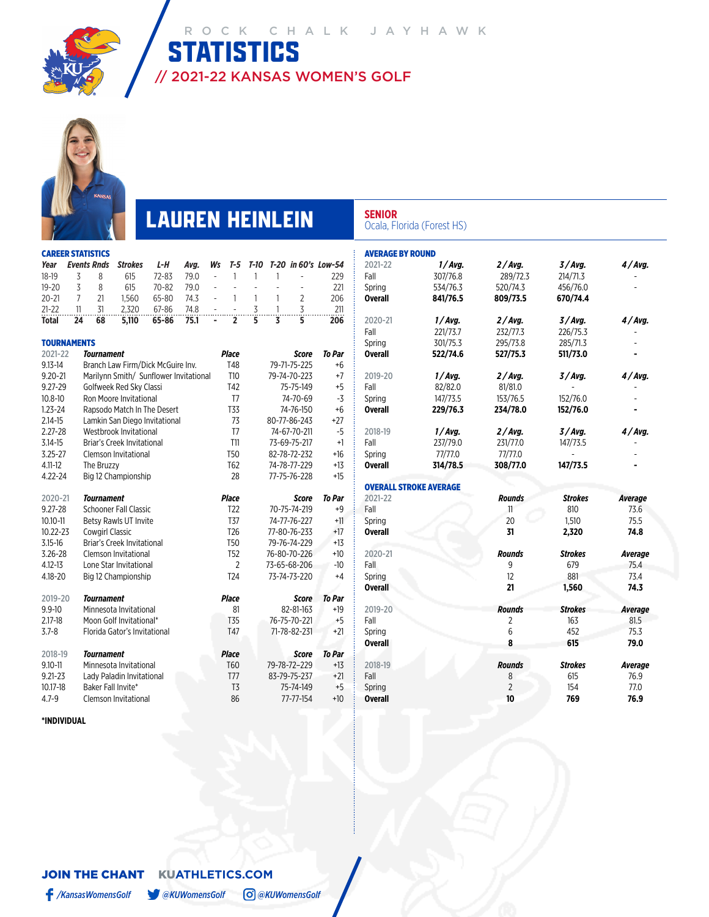ROCK CHALK JAYHAWK

# STATISTICS

## // 2021-22 KANSAS WOMEN'S GOLF

# LAUREN HEINLEIN

**SENIOR**
Ocala, Florida (Forest HS)

### CAREER STATISTICS

| Year | Events | Rnds | Strokes | L-H | Avg. | Ws | T-5 | T-10 | T-20 | in 60's | Low-54 |
|---|---|---|---|---|---|---|---|---|---|---|---|
| 18-19 | 3 | 8 | 615 | 72-83 | 79.0 | - | 1 | 1 | 1 | - | 229 |
| 19-20 | 3 | 8 | 615 | 70-82 | 79.0 | - | - | - | - | - | 221 |
| 20-21 | 7 | 21 | 1,560 | 65-80 | 74.3 | - | 1 | 1 | 1 | 2 | 206 |
| 21-22 | 11 | 31 | 2,320 | 67-86 | 74.8 | - | - | 3 | 1 | 3 | 211 |
| **Total** | **24** | **68** | **5,110** | **65-86** | **75.1** | **-** | **2** | **5** | **3** | **5** | **206** |

### TOURNAMENTS

| 2021-22 | Tournament | Place | Score | To Par |
|---|---|---|---|---|
| 9.13-14 | Branch Law Firm/Dick McGuire Inv. | T48 | 79-71-75-225 | +6 |
| 9.20-21 | Marilynn Smith/ Sunflower Invitational | T10 | 79-74-70-223 | +7 |
| 9.27-29 | Golfweek Red Sky Classi | T42 | 75-75-149 | +5 |
| 10.8-10 | Ron Moore Invitational | T7 | 74-70-69 | -3 |
| 1.23-24 | Rapsodo Match In The Desert | T33 | 74-76-150 | +6 |
| 2.14-15 | Lamkin San Diego Invitational | 73 | 80-77-86-243 | +27 |
| 2.27-28 | Westbrook Invitational | T7 | 74-67-70-211 | -5 |
| 3.14-15 | Briar's Creek Invitational | T11 | 73-69-75-217 | +1 |
| 3.25-27 | Clemson Invitational | T50 | 82-78-72-232 | +16 |
| 4.11-12 | The Bruzzy | T62 | 74-78-77-229 | +13 |
| 4.22-24 | Big 12 Championship | 28 | 77-75-76-228 | +15 |

| 2020-21 | Tournament | Place | Score | To Par |
|---|---|---|---|---|
| 9.27-28 | Schooner Fall Classic | T22 | 70-75-74-219 | +9 |
| 10.10-11 | Betsy Rawls UT Invite | T37 | 74-77-76-227 | +11 |
| 10.22-23 | Cowgirl Classic | T26 | 77-80-76-233 | +17 |
| 3.15-16 | Briar's Creek Invitational | T50 | 79-76-74-229 | +13 |
| 3.26-28 | Clemson Invitational | T52 | 76-80-70-226 | +10 |
| 4.12-13 | Lone Star Invitational | 2 | 73-65-68-206 | -10 |
| 4.18-20 | Big 12 Championship | T24 | 73-74-73-220 | +4 |

| 2019-20 | Tournament | Place | Score | To Par |
|---|---|---|---|---|
| 9.9-10 | Minnesota Invitational | 81 | 82-81-163 | +19 |
| 2.17-18 | Moon Golf Invitational* | T35 | 76-75-70-221 | +5 |
| 3.7-8 | Florida Gator's Invitational | T47 | 71-78-82-231 | +21 |

| 2018-19 | Tournament | Place | Score | To Par |
|---|---|---|---|---|
| 9.10-11 | Minnesota Invitational | T60 | 79-78-72-229 | +13 |
| 9.21-23 | Lady Paladin Invitational | T77 | 83-79-75-237 | +21 |
| 10.17-18 | Baker Fall Invite* | T3 | 75-74-149 | +5 |
| 4.7-9 | Clemson Invitational | 86 | 77-77-154 | +10 |

*INDIVIDUAL

### AVERAGE BY ROUND

| 2021-22 | 1 / Avg. | 2 / Avg. | 3 / Avg. | 4 / Avg. |
|---|---|---|---|---|
| Fall | 307/76.8 | 289/72.3 | 214/71.3 | - |
| Spring | 534/76.3 | 520/74.3 | 456/76.0 | - |
| **Overall** | **841/76.5** | **809/73.5** | **670/74.4** | |

| 2020-21 | 1 / Avg. | 2 / Avg. | 3 / Avg. | 4 / Avg. |
|---|---|---|---|---|
| Fall | 221/73.7 | 232/77.3 | 226/75.3 | - |
| Spring | 301/75.3 | 295/73.8 | 285/71.3 | - |
| **Overall** | **522/74.6** | **527/75.3** | **511/73.0** | **-** |

| 2019-20 | 1 / Avg. | 2 / Avg. | 3 / Avg. | 4 / Avg. |
|---|---|---|---|---|
| Fall | 82/82.0 | 81/81.0 | - | - |
| Spring | 147/73.5 | 153/76.5 | 152/76.0 | - |
| **Overall** | **229/76.3** | **234/78.0** | **152/76.0** | **-** |

| 2018-19 | 1 / Avg. | 2 / Avg. | 3 / Avg. | 4 / Avg. |
|---|---|---|---|---|
| Fall | 237/79.0 | 231/77.0 | 147/73.5 | - |
| Spring | 77/77.0 | 77/77.0 | - | - |
| **Overall** | **314/78.5** | **308/77.0** | **147/73.5** | **-** |

### OVERALL STROKE AVERAGE

| 2021-22 | Rounds | Strokes | Average |
|---|---|---|---|
| Fall | 11 | 810 | 73.6 |
| Spring | 20 | 1,510 | 75.5 |
| **Overall** | **31** | **2,320** | **74.8** |

| 2020-21 | Rounds | Strokes | Average |
|---|---|---|---|
| Fall | 9 | 679 | 75.4 |
| Spring | 12 | 881 | 73.4 |
| **Overall** | **21** | **1,560** | **74.3** |

| 2019-20 | Rounds | Strokes | Average |
|---|---|---|---|
| Fall | 2 | 163 | 81.5 |
| Spring | 6 | 452 | 75.3 |
| **Overall** | **8** | **615** | **79.0** |

| 2018-19 | Rounds | Strokes | Average |
|---|---|---|---|
| Fall | 8 | 615 | 76.9 |
| Spring | 2 | 154 | 77.0 |
| **Overall** | **10** | **769** | **76.9** |

**JOIN THE CHANT** **KUATHLETICS.COM**

/KansasWomensGolf @KUWomensGolf @KUWomensGolf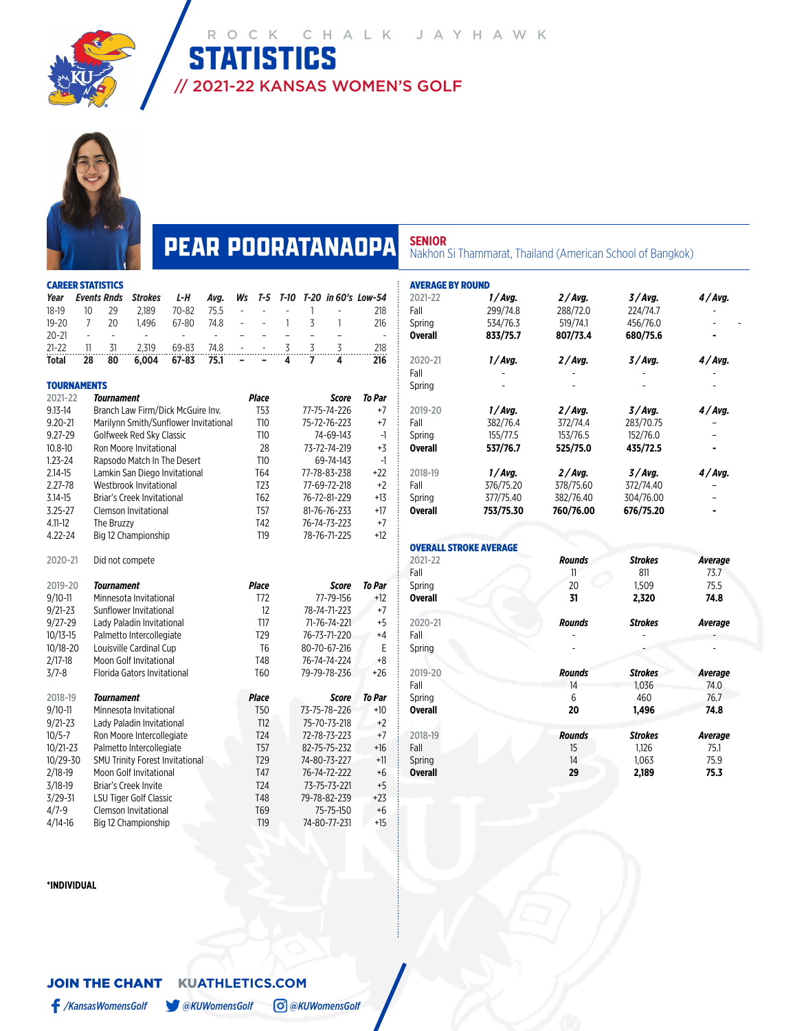ROCK CHALK JAYHAWK

# STATISTICS

## // 2021-22 KANSAS WOMEN'S GOLF

# PEAR POORATANAOPA

**SENIOR**
Nakhon Si Thammarat, Thailand (American School of Bangkok)

### CAREER STATISTICS

| Year | Events | Rnds | Strokes | L-H | Avg. | Ws | T-5 | T-10 | T-20 | in 60's | Low-54 |
|---|---|---|---|---|---|---|---|---|---|---|---|
| 18-19 | 10 | 29 | 2,189 | 70-82 | 75.5 | - | - | - | 1 | - | 218 |
| 19-20 | 7 | 20 | 1,496 | 67-80 | 74.8 | - | - | 1 | 3 | 1 | 216 |
| 20-21 | - | - | - | - | - | - | - | - | - | - | - |
| 21-22 | 11 | 31 | 2,319 | 69-83 | 74.8 | - | - | 3 | 3 | 3 | 218 |
| **Total** | **28** | **80** | **6,004** | **67-83** | **75.1** | **-** | **-** | **4** | **7** | **4** | **216** |

### TOURNAMENTS

| 2021-22 | Tournament | Place | Score | To Par |
|---|---|---|---|---|
| 9.13-14 | Branch Law Firm/Dick McGuire Inv. | T53 | 77-75-74-226 | +7 |
| 9.20-21 | Marilynn Smith/Sunflower Invitational | T10 | 75-72-76-223 | +7 |
| 9.27-29 | Golfweek Red Sky Classic | T10 | 74-69-143 | -1 |
| 10.8-10 | Ron Moore Invitational | 28 | 73-72-74-219 | +3 |
| 1.23-24 | Rapsodo Match In The Desert | T10 | 69-74-143 | -1 |
| 2.14-15 | Lamkin San Diego Invitational | T64 | 77-78-83-238 | +22 |
| 2.27-28 | Westbrook Invitational | T23 | 77-69-72-218 | +2 |
| 3.14-15 | Briar's Creek Invitational | T62 | 76-72-81-229 | +13 |
| 3.25-27 | Clemson Invitational | T57 | 81-76-76-233 | +17 |
| 4.11-12 | The Bruzzy | T42 | 76-74-73-223 | +7 |
| 4.22-24 | Big 12 Championship | T19 | 78-76-71-225 | +12 |

2020-21 Did not compete

| 2019-20 | Tournament | Place | Score | To Par |
|---|---|---|---|---|
| 9/10-11 | Minnesota Invitational | T72 | 77-79-156 | +12 |
| 9/21-23 | Sunflower Invitational | 12 | 78-74-71-223 | +7 |
| 9/27-29 | Lady Paladin Invitational | T17 | 71-76-74-221 | +5 |
| 10/13-15 | Palmetto Intercollegiate | T29 | 76-73-71-220 | +4 |
| 10/18-20 | Louisville Cardinal Cup | T6 | 80-70-67-216 | E |
| 2/17-18 | Moon Golf Invitational | T48 | 76-74-74-224 | +8 |
| 3/7-8 | Florida Gators Invitational | T60 | 79-79-78-236 | +26 |

| 2018-19 | Tournament | Place | Score | To Par |
|---|---|---|---|---|
| 9/10-11 | Minnesota Invitational | T50 | 73-75-78-226 | +10 |
| 9/21-23 | Lady Paladin Invitational | T12 | 75-70-73-218 | +2 |
| 10/5-7 | Ron Moore Invitational | T24 | 72-78-73-223 | +7 |
| 10/21-23 | Palmetto Intercollegiate | T57 | 82-75-75-232 | +16 |
| 10/29-30 | SMU Trinity Forest Invitational | T29 | 74-80-73-227 | +11 |
| 2/18-19 | Moon Golf Invitational | T47 | 76-74-72-222 | +6 |
| 3/18-19 | Briar's Creek Invite | T24 | 73-75-73-221 | +5 |
| 3/29-31 | LSU Tiger Golf Classic | T48 | 79-78-82-239 | +23 |
| 4/7-9 | Clemson Invitational | T69 | 75-75-150 | +6 |
| 4/14-16 | Big 12 Championship | T19 | 74-80-77-231 | +15 |

*INDIVIDUAL

### AVERAGE BY ROUND

| 2021-22 | 1 / Avg. | 2 / Avg. | 3 / Avg. | 4 / Avg. |
|---|---|---|---|---|
| Fall | 299/74.8 | 288/72.0 | 224/74.7 | - |
| Spring | 534/76.3 | 519/74.1 | 456/76.0 | - |
| **Overall** | **833/75.7** | **807/73.4** | **680/75.6** | **-** |

| 2020-21 | 1 / Avg. | 2 / Avg. | 3 / Avg. | 4 / Avg. |
|---|---|---|---|---|
| Fall | - | - | - | - |
| Spring | - | - | - | - |

| 2019-20 | 1 / Avg. | 2 / Avg. | 3 / Avg. | 4 / Avg. |
|---|---|---|---|---|
| Fall | 382/76.4 | 372/74.4 | 283/70.75 | – |
| Spring | 155/77.5 | 153/76.5 | 152/76.0 | – |
| **Overall** | **537/76.7** | **525/75.0** | **435/72.5** | **-** |

| 2018-19 | 1 / Avg. | 2 / Avg. | 3 / Avg. | 4 / Avg. |
|---|---|---|---|---|
| Fall | 376/75.20 | 378/75.60 | 372/74.40 | – |
| Spring | 377/75.40 | 382/76.40 | 304/76.00 | – |
| **Overall** | **753/75.30** | **760/76.00** | **676/75.20** | **-** |

### OVERALL STROKE AVERAGE

| 2021-22 | Rounds | Strokes | Average |
|---|---|---|---|
| Fall | 11 | 811 | 73.7 |
| Spring | 20 | 1,509 | 75.5 |
| **Overall** | **31** | **2,320** | **74.8** |

| 2020-21 | Rounds | Strokes | Average |
|---|---|---|---|
| Fall | - | - | - |
| Spring | - | - | - |

| 2019-20 | Rounds | Strokes | Average |
|---|---|---|---|
| Fall | 14 | 1,036 | 74.0 |
| Spring | 6 | 460 | 76.7 |
| **Overall** | **20** | **1,496** | **74.8** |

| 2018-19 | Rounds | Strokes | Average |
|---|---|---|---|
| Fall | 15 | 1,126 | 75.1 |
| Spring | 14 | 1,063 | 75.9 |
| **Overall** | **29** | **2,189** | **75.3** |

**JOIN THE CHANT** KUATHLETICS.COM

/KansasWomensGolf @KUWomensGolf @KUWomensGolf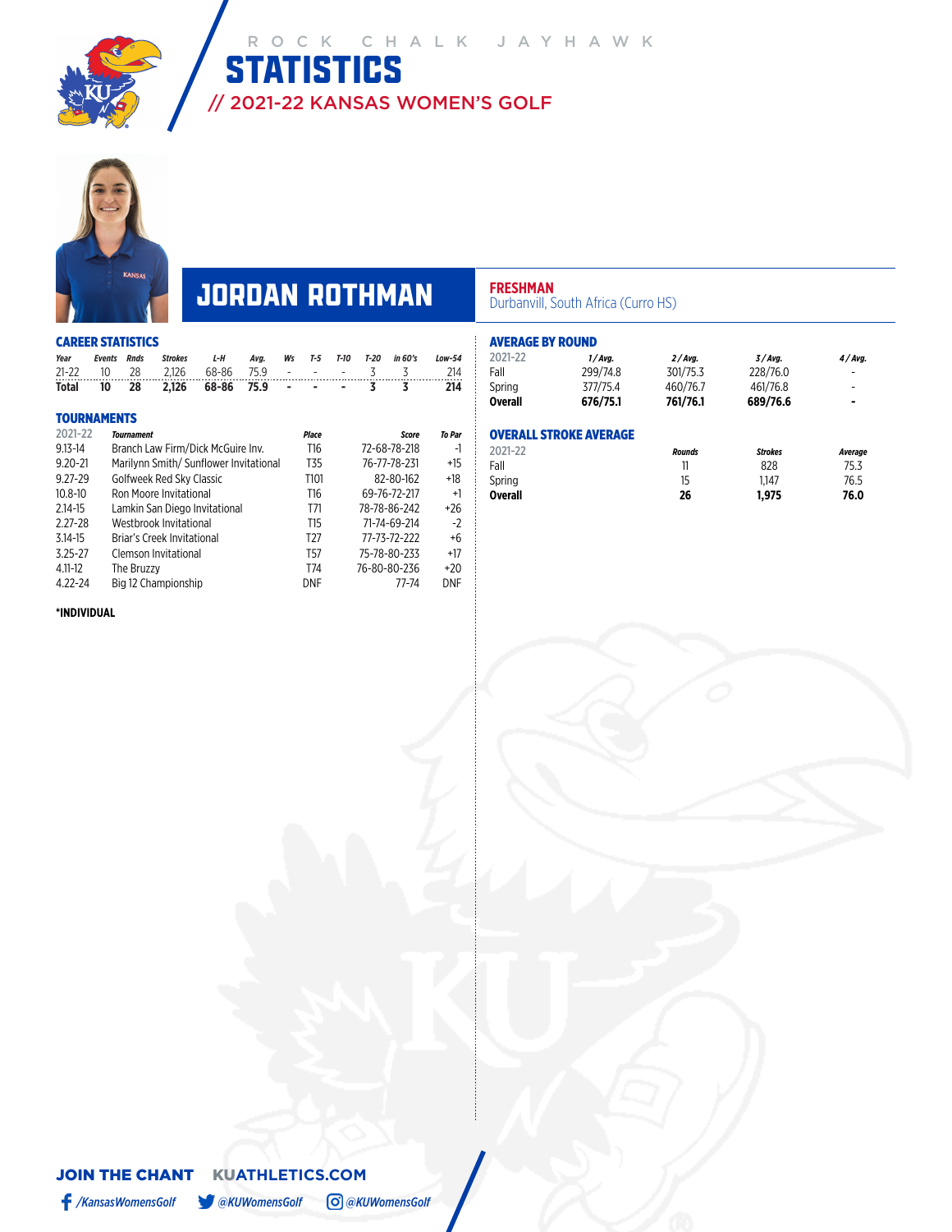ROCK CHALK JAYHAWK

# STATISTICS

## // 2021-22 KANSAS WOMEN'S GOLF

# JORDAN ROTHMAN

**FRESHMAN**
Durbanvill, South Africa (Curro HS)

### CAREER STATISTICS

| Year | Events | Rnds | Strokes | L-H | Avg. | Ws | T-5 | T-10 | T-20 | in 60's | Low-54 |
|---|---|---|---|---|---|---|---|---|---|---|---|
| 21-22 | 10 | 28 | 2,126 | 68-86 | 75.9 | - | - | - | 3 | 3 | 214 |
| **Total** | **10** | **28** | **2,126** | **68-86** | **75.9** | **-** | **-** | **-** | **3** | **3** | **214** |

### TOURNAMENTS

| 2021-22 | Tournament | Place | Score | To Par |
|---|---|---|---|---|
| 9.13-14 | Branch Law Firm/Dick McGuire Inv. | T16 | 72-68-78-218 | -1 |
| 9.20-21 | Marilynn Smith/ Sunflower Invitational | T35 | 76-77-78-231 | +15 |
| 9.27-29 | Golfweek Red Sky Classic | T101 | 82-80-162 | +18 |
| 10.8-10 | Ron Moore Invitational | T16 | 69-76-72-217 | +1 |
| 2.14-15 | Lamkin San Diego Invitational | T71 | 78-78-86-242 | +26 |
| 2.27-28 | Westbrook Invitational | T15 | 71-74-69-214 | -2 |
| 3.14-15 | Briar's Creek Invitational | T27 | 77-73-72-222 | +6 |
| 3.25-27 | Clemson Invitational | T57 | 75-78-80-233 | +17 |
| 4.11-12 | The Bruzzy | T74 | 76-80-80-236 | +20 |
| 4.22-24 | Big 12 Championship | DNF | 77-74 | DNF |

**\*INDIVIDUAL**

### AVERAGE BY ROUND

| 2021-22 | 1 / Avg. | 2 / Avg. | 3 / Avg. | 4 / Avg. |
|---|---|---|---|---|
| Fall | 299/74.8 | 301/75.3 | 228/76.0 | - |
| Spring | 377/75.4 | 460/76.7 | 461/76.8 | - |
| **Overall** | **676/75.1** | **761/76.1** | **689/76.6** | **-** |

### OVERALL STROKE AVERAGE

| 2021-22 | Rounds | Strokes | Average |
|---|---|---|---|
| Fall | 11 | 828 | 75.3 |
| Spring | 15 | 1,147 | 76.5 |
| **Overall** | **26** | **1,975** | **76.0** |

**JOIN THE CHANT** **KUATHLETICS.COM**

/KansasWomensGolf @KUWomensGolf @KUWomensGolf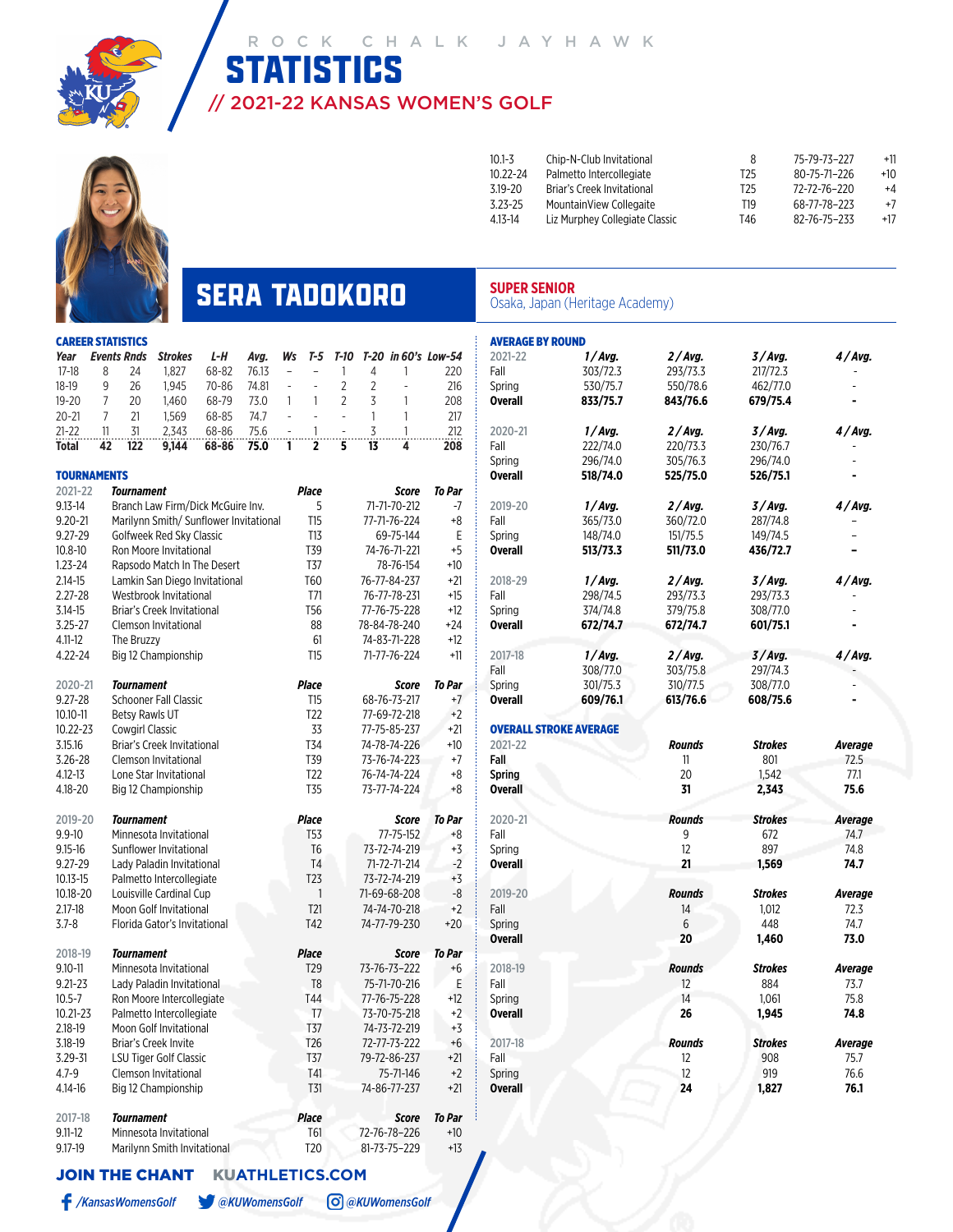ROCK CHALK JAYHAWK

# STATISTICS

## // 2021-22 KANSAS WOMEN'S GOLF

| | | | | |
|---|---|---|---|---|
| 10.1-3 | Chip-N-Club Invitational | 8 | 75-79-73-227 | +11 |
| 10.22-24 | Palmetto Intercollegiate | T25 | 80-75-71-226 | +10 |
| 3.19-20 | Briar's Creek Invitational | T25 | 72-72-76-220 | +4 |
| 3.23-25 | MountainView Collegiate | T19 | 68-77-78-223 | +7 |
| 4.13-14 | Liz Murphey Collegiate Classic | T46 | 82-76-75-233 | +17 |

# SERA TADOKORO

**SUPER SENIOR**
Osaka, Japan (Heritage Academy)

### CAREER STATISTICS

| *Year* | *Events* | *Rnds* | *Strokes* | *L-H* | *Avg.* | *Ws* | *T-5* | *T-10* | *T-20* | *in 60's* | *Low-54* |
|---|---|---|---|---|---|---|---|---|---|---|---|
| 17-18 | 8 | 24 | 1,827 | 68-82 | 76.13 | - | - | 1 | 4 | 1 | 220 |
| 18-19 | 9 | 26 | 1,945 | 70-86 | 74.81 | - | - | 2 | 2 | - | 216 |
| 19-20 | 7 | 20 | 1,460 | 68-79 | 73.0 | 1 | 1 | 2 | 3 | 1 | 208 |
| 20-21 | 7 | 21 | 1,569 | 68-85 | 74.7 | - | - | - | 1 | 1 | 217 |
| 21-22 | 11 | 31 | 2,343 | 68-86 | 75.6 | - | 1 | - | 3 | 1 | 212 |
| **Total** | **42** | **122** | **9,144** | **68-86** | **75.0** | **1** | **2** | **5** | **13** | **4** | **208** |

### TOURNAMENTS

| 2021-22 | *Tournament* | *Place* | *Score* | *To Par* |
|---|---|---|---|---|
| 9.13-14 | Branch Law Firm/Dick McGuire Inv. | 5 | 71-71-70-212 | -7 |
| 9.20-21 | Marilynn Smith/ Sunflower Invitational | T15 | 77-71-76-224 | +8 |
| 9.27-29 | Golfweek Red Sky Classic | T13 | 69-75-144 | E |
| 10.8-10 | Ron Moore Invitational | T39 | 74-76-71-221 | +5 |
| 1.23-24 | Rapsodo Match In The Desert | T37 | 78-76-154 | +10 |
| 2.14-15 | Lamkin San Diego Invitational | T60 | 76-77-84-237 | +21 |
| 2.27-28 | Westbrook Invitational | T71 | 76-77-78-231 | +15 |
| 3.14-15 | Briar's Creek Invitational | T56 | 77-76-75-228 | +12 |
| 3.25-27 | Clemson Invitational | 88 | 78-84-78-240 | +24 |
| 4.11-12 | The Bruzzy | 61 | 74-83-71-228 | +12 |
| 4.22-24 | Big 12 Championship | T15 | 71-77-76-224 | +11 |

| 2020-21 | *Tournament* | *Place* | *Score* | *To Par* |
|---|---|---|---|---|
| 9.27-28 | Schooner Fall Classic | T15 | 68-76-73-217 | +7 |
| 10.10-11 | Betsy Rawls UT | T22 | 77-69-72-218 | +2 |
| 10.22-23 | Cowgirl Classic | 33 | 77-75-85-237 | +21 |
| 3.15.16 | Briar's Creek Invitational | T34 | 74-78-74-226 | +10 |
| 3.26-28 | Clemson Invitational | T39 | 73-76-74-223 | +7 |
| 4.12-13 | Lone Star Invitational | T22 | 76-74-74-224 | +8 |
| 4.18-20 | Big 12 Championship | T35 | 73-77-74-224 | +8 |

| 2019-20 | *Tournament* | *Place* | *Score* | *To Par* |
|---|---|---|---|---|
| 9.9-10 | Minnesota Invitational | T53 | 77-75-152 | +8 |
| 9.15-16 | Sunflower Invitational | T6 | 73-72-74-219 | +3 |
| 9.27-29 | Lady Paladin Invitational | T4 | 71-72-71-214 | -2 |
| 10.13-15 | Palmetto Intercollegiate | T23 | 73-72-74-219 | +3 |
| 10.18-20 | Louisville Cardinal Cup | 1 | 71-69-68-208 | -8 |
| 2.17-18 | Moon Golf Invitational | T21 | 74-74-70-218 | +2 |
| 3.7-8 | Florida Gator's Invitational | T42 | 74-77-79-230 | +20 |

| 2018-19 | *Tournament* | *Place* | *Score* | *To Par* |
|---|---|---|---|---|
| 9.10-11 | Minnesota Invitational | T29 | 73-76-73-222 | +6 |
| 9.21-23 | Lady Paladin Invitational | T8 | 75-71-70-216 | E |
| 10.5-7 | Ron Moore Intercollegiate | T44 | 77-76-75-228 | +12 |
| 10.21-23 | Palmetto Intercollegiate | T7 | 73-70-75-218 | +2 |
| 2.18-19 | Moon Golf Invitational | T37 | 74-73-72-219 | +3 |
| 3.18-19 | Briar's Creek Invite | T26 | 72-77-73-222 | +6 |
| 3.29-31 | LSU Tiger Golf Classic | T37 | 79-72-86-237 | +21 |
| 4.7-9 | Clemson Invitational | T41 | 75-71-146 | +2 |
| 4.14-16 | Big 12 Championship | T31 | 74-86-77-237 | +21 |

| 2017-18 | *Tournament* | *Place* | *Score* | *To Par* |
|---|---|---|---|---|
| 9.11-12 | Minnesota Invitational | T61 | 72-76-78-226 | +10 |
| 9.17-19 | Marilynn Smith Invitational | T20 | 81-73-75-229 | +13 |

### AVERAGE BY ROUND

| 2021-22 | *1 / Avg.* | *2 / Avg.* | *3 / Avg.* | *4 / Avg.* |
|---|---|---|---|---|
| Fall | 303/72.3 | 293/73.3 | 217/72.3 | - |
| Spring | 530/75.7 | 550/78.6 | 462/77.0 | - |
| **Overall** | **833/75.7** | **843/76.6** | **679/75.4** | **-** |

| 2020-21 | *1 / Avg.* | *2 / Avg.* | *3 / Avg.* | *4 / Avg.* |
|---|---|---|---|---|
| Fall | 222/74.0 | 220/73.3 | 230/76.7 | - |
| Spring | 296/74.0 | 305/76.3 | 296/74.0 | - |
| **Overall** | **518/74.0** | **525/75.0** | **526/75.1** | **-** |

| 2019-20 | *1 / Avg.* | *2 / Avg.* | *3 / Avg.* | *4 / Avg.* |
|---|---|---|---|---|
| Fall | 365/73.0 | 360/72.0 | 287/74.8 | - |
| Spring | 148/74.0 | 151/75.5 | 149/74.5 | - |
| **Overall** | **513/73.3** | **511/73.0** | **436/72.7** | **-** |

| 2018-29 | *1 / Avg.* | *2 / Avg.* | *3 / Avg.* | *4 / Avg.* |
|---|---|---|---|---|
| Fall | 298/74.5 | 293/73.3 | 293/73.3 | - |
| Spring | 374/74.8 | 379/75.8 | 308/77.0 | - |
| **Overall** | **672/74.7** | **672/74.7** | **601/75.1** | **-** |

| 2017-18 | *1 / Avg.* | *2 / Avg.* | *3 / Avg.* | *4 / Avg.* |
|---|---|---|---|---|
| Fall | 308/77.0 | 303/75.8 | 297/74.3 | - |
| Spring | 301/75.3 | 310/77.5 | 308/77.0 | - |
| **Overall** | **609/76.1** | **613/76.6** | **608/75.6** | **-** |

### OVERALL STROKE AVERAGE

| 2021-22 | *Rounds* | *Strokes* | *Average* |
|---|---|---|---|
| **Fall** | 11 | 801 | 72.5 |
| **Spring** | 20 | 1,542 | 77.1 |
| **Overall** | **31** | **2,343** | **75.6** |

| 2020-21 | *Rounds* | *Strokes* | *Average* |
|---|---|---|---|
| Fall | 9 | 672 | 74.7 |
| Spring | 12 | 897 | 74.8 |
| **Overall** | **21** | **1,569** | **74.7** |

| 2019-20 | *Rounds* | *Strokes* | *Average* |
|---|---|---|---|
| Fall | 14 | 1,012 | 72.3 |
| Spring | 6 | 448 | 74.7 |
| **Overall** | **20** | **1,460** | **73.0** |

| 2018-19 | *Rounds* | *Strokes* | *Average* |
|---|---|---|---|
| Fall | 12 | 884 | 73.7 |
| Spring | 14 | 1,061 | 75.8 |
| **Overall** | **26** | **1,945** | **74.8** |

| 2017-18 | *Rounds* | *Strokes* | *Average* |
|---|---|---|---|
| Fall | 12 | 908 | 75.7 |
| Spring | 12 | 919 | 76.6 |
| **Overall** | **24** | **1,827** | **76.1** |

**JOIN THE CHANT** **KUATHLETICS.COM**

*/KansasWomensGolf* *@KUWomensGolf* *@KUWomensGolf*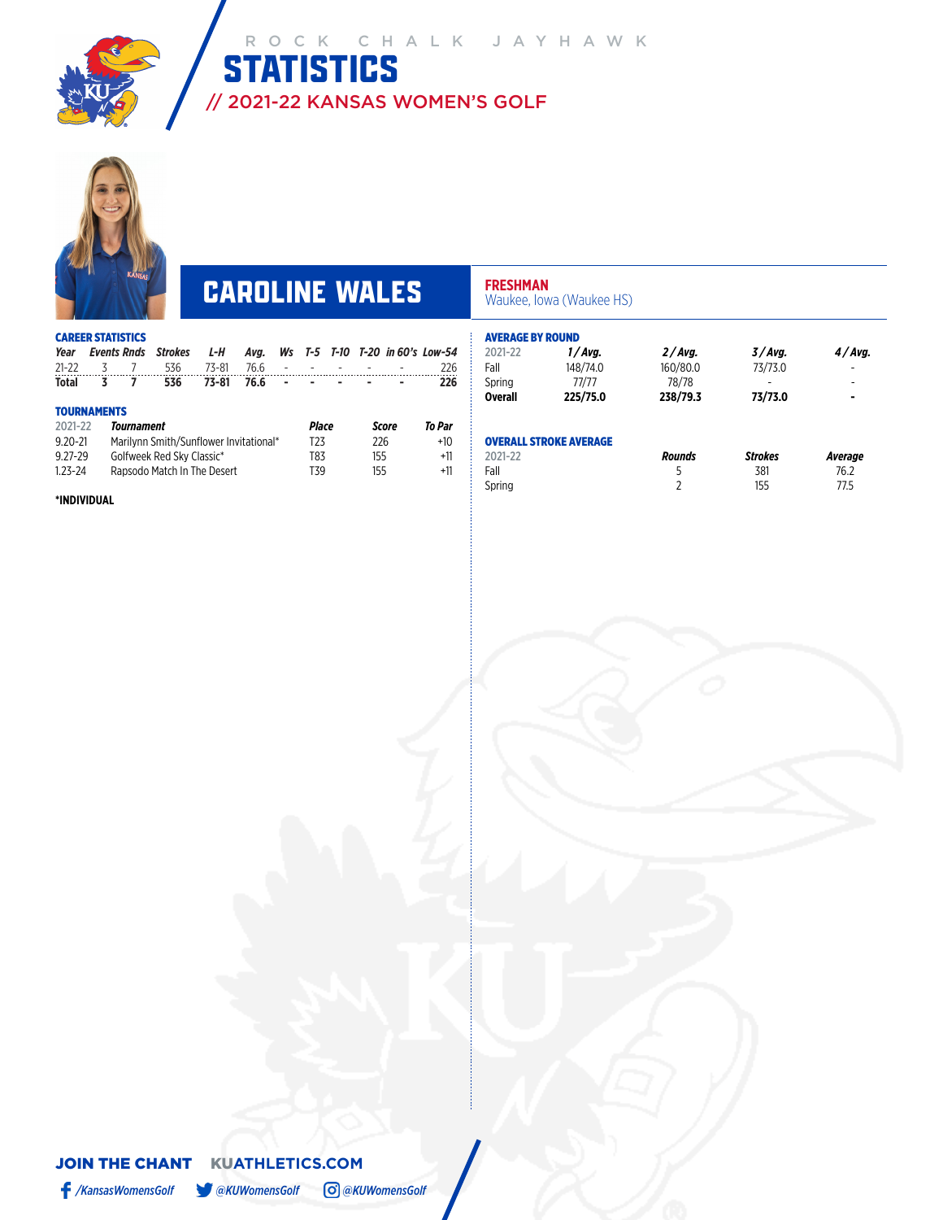ROCK CHALK JAYHAWK

# STATISTICS

## // 2021-22 KANSAS WOMEN'S GOLF

# CAROLINE WALES

**FRESHMAN**
Waukee, Iowa (Waukee HS)

### CAREER STATISTICS

| Year | Events | Rnds | Strokes | L-H | Avg. | Ws | T-5 | T-10 | T-20 | in 60's | Low-54 |
|---|---|---|---|---|---|---|---|---|---|---|---|
| 21-22 | 3 | 7 | 536 | 73-81 | 76.6 | - | - | - | - | - | 226 |
| **Total** | **3** | **7** | **536** | **73-81** | **76.6** | **-** | **-** | **-** | **-** | **-** | **226** |

### TOURNAMENTS

| 2021-22 | Tournament | Place | Score | To Par |
|---|---|---|---|---|
| 9.20-21 | Marilynn Smith/Sunflower Invitational* | T23 | 226 | +10 |
| 9.27-29 | Golfweek Red Sky Classic* | T83 | 155 | +11 |
| 1.23-24 | Rapsodo Match In The Desert | T39 | 155 | +11 |

***INDIVIDUAL**

### AVERAGE BY ROUND

| 2021-22 | 1 / Avg. | 2 / Avg. | 3 / Avg. | 4 / Avg. |
|---|---|---|---|---|
| Fall | 148/74.0 | 160/80.0 | 73/73.0 | - |
| Spring | 77/77 | 78/78 | - | - |
| **Overall** | **225/75.0** | **238/79.3** | **73/73.0** | **-** |

### OVERALL STROKE AVERAGE

| 2021-22 | Rounds | Strokes | Average |
|---|---|---|---|
| Fall | 5 | 381 | 76.2 |
| Spring | 2 | 155 | 77.5 |

**JOIN THE CHANT** **KUATHLETICS.COM**

/KansasWomensGolf @KUWomensGolf @KUWomensGolf